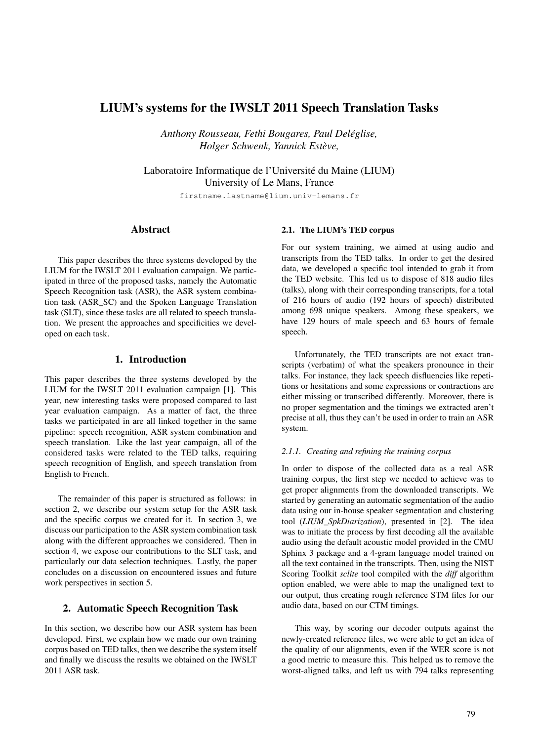# LIUM's systems for the IWSLT 2011 Speech Translation Tasks

*Anthony Rousseau, Fethi Bougares, Paul Deléglise, Holger Schwenk, Yannick Estève,*

Laboratoire Informatique de l'Université du Maine (LIUM)
University of Le Mans, France

firstname.lastname@lium.univ-lemans.fr

## Abstract

This paper describes the three systems developed by the LIUM for the IWSLT 2011 evaluation campaign. We participated in three of the proposed tasks, namely the Automatic Speech Recognition task (ASR), the ASR system combination task (ASR_SC) and the Spoken Language Translation task (SLT), since these tasks are all related to speech translation. We present the approaches and specificities we developed on each task.

## 1. Introduction

This paper describes the three systems developed by the LIUM for the IWSLT 2011 evaluation campaign [1]. This year, new interesting tasks were proposed compared to last year evaluation campaign. As a matter of fact, the three tasks we participated in are all linked together in the same pipeline: speech recognition, ASR system combination and speech translation. Like the last year campaign, all of the considered tasks were related to the TED talks, requiring speech recognition of English, and speech translation from English to French.

The remainder of this paper is structured as follows: in section 2, we describe our system setup for the ASR task and the specific corpus we created for it. In section 3, we discuss our participation to the ASR system combination task along with the different approaches we considered. Then in section 4, we expose our contributions to the SLT task, and particularly our data selection techniques. Lastly, the paper concludes on a discussion on encountered issues and future work perspectives in section 5.

## 2. Automatic Speech Recognition Task

In this section, we describe how our ASR system has been developed. First, we explain how we made our own training corpus based on TED talks, then we describe the system itself and finally we discuss the results we obtained on the IWSLT 2011 ASR task.

### 2.1. The LIUM's TED corpus

For our system training, we aimed at using audio and transcripts from the TED talks. In order to get the desired data, we developed a specific tool intended to grab it from the TED website. This led us to dispose of 818 audio files (talks), along with their corresponding transcripts, for a total of 216 hours of audio (192 hours of speech) distributed among 698 unique speakers. Among these speakers, we have 129 hours of male speech and 63 hours of female speech.

Unfortunately, the TED transcripts are not exact transcripts (verbatim) of what the speakers pronounce in their talks. For instance, they lack speech disfluencies like repetitions or hesitations and some expressions or contractions are either missing or transcribed differently. Moreover, there is no proper segmentation and the timings we extracted aren't precise at all, thus they can't be used in order to train an ASR system.

#### *2.1.1. Creating and refining the training corpus*

In order to dispose of the collected data as a real ASR training corpus, the first step we needed to achieve was to get proper alignments from the downloaded transcripts. We started by generating an automatic segmentation of the audio data using our in-house speaker segmentation and clustering tool (*LIUM_SpkDiarization*), presented in [2]. The idea was to initiate the process by first decoding all the available audio using the default acoustic model provided in the CMU Sphinx 3 package and a 4-gram language model trained on all the text contained in the transcripts. Then, using the NIST Scoring Toolkit *sclite* tool compiled with the *diff* algorithm option enabled, we were able to map the unaligned text to our output, thus creating rough reference STM files for our audio data, based on our CTM timings.

This way, by scoring our decoder outputs against the newly-created reference files, we were able to get an idea of the quality of our alignments, even if the WER score is not a good metric to measure this. This helped us to remove the worst-aligned talks, and left us with 794 talks representing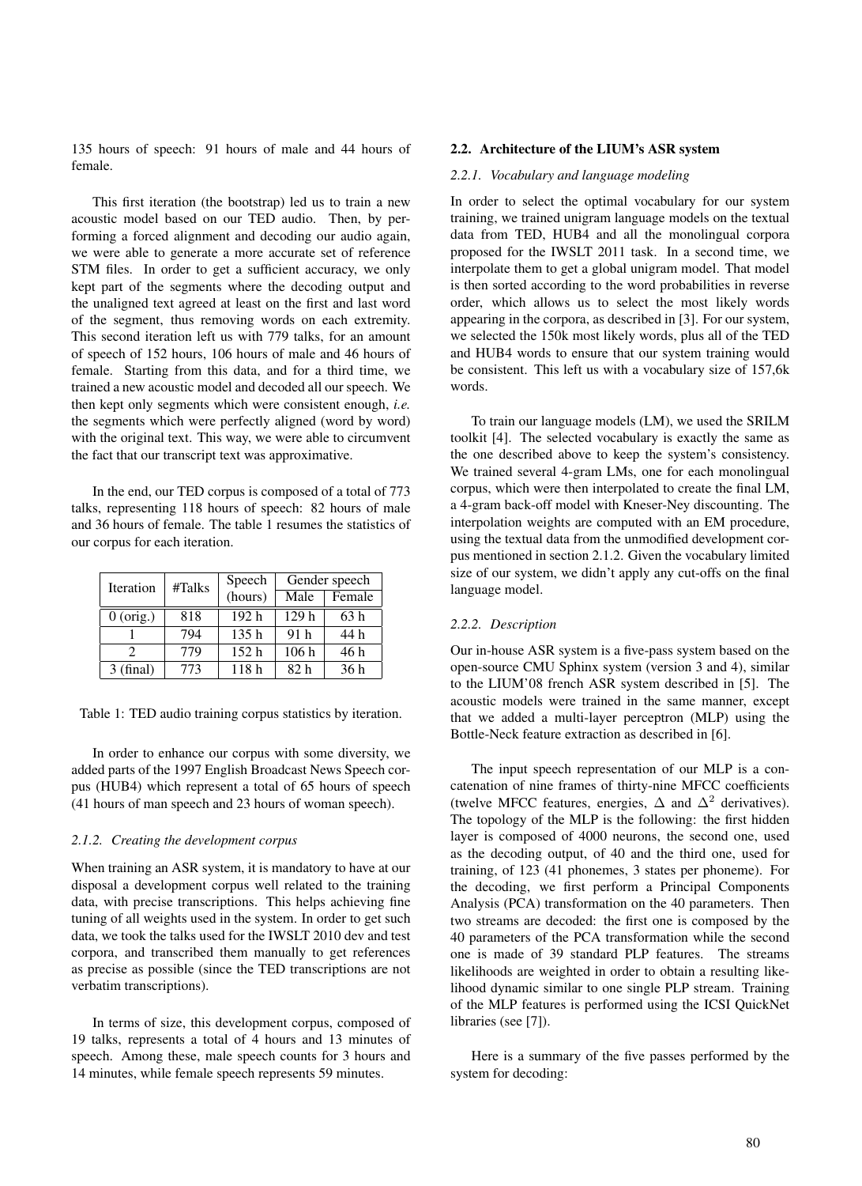135 hours of speech: 91 hours of male and 44 hours of female.

This first iteration (the bootstrap) led us to train a new acoustic model based on our TED audio. Then, by performing a forced alignment and decoding our audio again, we were able to generate a more accurate set of reference STM files. In order to get a sufficient accuracy, we only kept part of the segments where the decoding output and the unaligned text agreed at least on the first and last word of the segment, thus removing words on each extremity. This second iteration left us with 779 talks, for an amount of speech of 152 hours, 106 hours of male and 46 hours of female. Starting from this data, and for a third time, we trained a new acoustic model and decoded all our speech. We then kept only segments which were consistent enough, *i.e.* the segments which were perfectly aligned (word by word) with the original text. This way, we were able to circumvent the fact that our transcript text was approximative.

In the end, our TED corpus is composed of a total of 773 talks, representing 118 hours of speech: 82 hours of male and 36 hours of female. The table 1 resumes the statistics of our corpus for each iteration.

| Iteration | #Talks | Speech (hours) | Gender speech | |
|---|---|---|---|---|
| | | | Male | Female |
| 0 (orig.) | 818 | 192 h | 129 h | 63 h |
| 1 | 794 | 135 h | 91 h | 44 h |
| 2 | 779 | 152 h | 106 h | 46 h |
| 3 (final) | 773 | 118 h | 82 h | 36 h |

Table 1: TED audio training corpus statistics by iteration.

In order to enhance our corpus with some diversity, we added parts of the 1997 English Broadcast News Speech corpus (HUB4) which represent a total of 65 hours of speech (41 hours of man speech and 23 hours of woman speech).

#### 2.1.2. Creating the development corpus

When training an ASR system, it is mandatory to have at our disposal a development corpus well related to the training data, with precise transcriptions. This helps achieving fine tuning of all weights used in the system. In order to get such data, we took the talks used for the IWSLT 2010 dev and test corpora, and transcribed them manually to get references as precise as possible (since the TED transcriptions are not verbatim transcriptions).

In terms of size, this development corpus, composed of 19 talks, represents a total of 4 hours and 13 minutes of speech. Among these, male speech counts for 3 hours and 14 minutes, while female speech represents 59 minutes.

### 2.2. Architecture of the LIUM's ASR system

#### 2.2.1. Vocabulary and language modeling

In order to select the optimal vocabulary for our system training, we trained unigram language models on the textual data from TED, HUB4 and all the monolingual corpora proposed for the IWSLT 2011 task. In a second time, we interpolate them to get a global unigram model. That model is then sorted according to the word probabilities in reverse order, which allows us to select the most likely words appearing in the corpora, as described in [3]. For our system, we selected the 150k most likely words, plus all of the TED and HUB4 words to ensure that our system training would be consistent. This left us with a vocabulary size of 157,6k words.

To train our language models (LM), we used the SRILM toolkit [4]. The selected vocabulary is exactly the same as the one described above to keep the system's consistency. We trained several 4-gram LMs, one for each monolingual corpus, which were then interpolated to create the final LM, a 4-gram back-off model with Kneser-Ney discounting. The interpolation weights are computed with an EM procedure, using the textual data from the unmodified development corpus mentioned in section 2.1.2. Given the vocabulary limited size of our system, we didn't apply any cut-offs on the final language model.

#### 2.2.2. Description

Our in-house ASR system is a five-pass system based on the open-source CMU Sphinx system (version 3 and 4), similar to the LIUM'08 french ASR system described in [5]. The acoustic models were trained in the same manner, except that we added a multi-layer perceptron (MLP) using the Bottle-Neck feature extraction as described in [6].

The input speech representation of our MLP is a concatenation of nine frames of thirty-nine MFCC coefficients (twelve MFCC features, energies, $\Delta$ and $\Delta^2$ derivatives). The topology of the MLP is the following: the first hidden layer is composed of 4000 neurons, the second one, used as the decoding output, of 40 and the third one, used for training, of 123 (41 phonemes, 3 states per phoneme). For the decoding, we first perform a Principal Components Analysis (PCA) transformation on the 40 parameters. Then two streams are decoded: the first one is composed by the 40 parameters of the PCA transformation while the second one is made of 39 standard PLP features. The streams likelihoods are weighted in order to obtain a resulting likelihood dynamic similar to one single PLP stream. Training of the MLP features is performed using the ICSI QuickNet libraries (see [7]).

Here is a summary of the five passes performed by the system for decoding: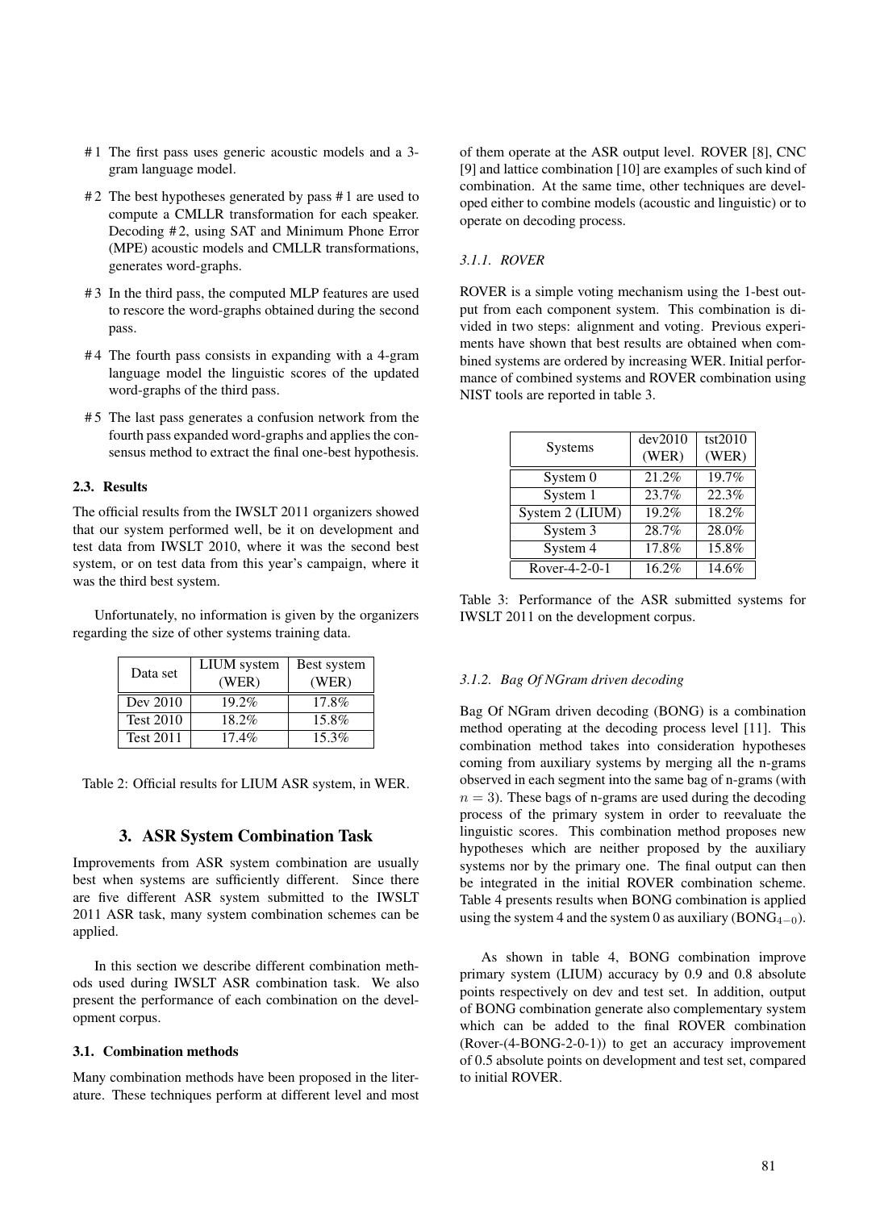#1 The first pass uses generic acoustic models and a 3-gram language model.

#2 The best hypotheses generated by pass #1 are used to compute a CMLLR transformation for each speaker. Decoding #2, using SAT and Minimum Phone Error (MPE) acoustic models and CMLLR transformations, generates word-graphs.

#3 In the third pass, the computed MLP features are used to rescore the word-graphs obtained during the second pass.

#4 The fourth pass consists in expanding with a 4-gram language model the linguistic scores of the updated word-graphs of the third pass.

#5 The last pass generates a confusion network from the fourth pass expanded word-graphs and applies the consensus method to extract the final one-best hypothesis.

### 2.3. Results

The official results from the IWSLT 2011 organizers showed that our system performed well, be it on development and test data from IWSLT 2010, where it was the second best system, or on test data from this year's campaign, where it was the third best system.

Unfortunately, no information is given by the organizers regarding the size of other systems training data.

| Data set | LIUM system (WER) | Best system (WER) |
|---|---|---|
| Dev 2010 | 19.2% | 17.8% |
| Test 2010 | 18.2% | 15.8% |
| Test 2011 | 17.4% | 15.3% |

Table 2: Official results for LIUM ASR system, in WER.

## 3. ASR System Combination Task

Improvements from ASR system combination are usually best when systems are sufficiently different. Since there are five different ASR system submitted to the IWSLT 2011 ASR task, many system combination schemes can be applied.

In this section we describe different combination methods used during IWSLT ASR combination task. We also present the performance of each combination on the development corpus.

### 3.1. Combination methods

Many combination methods have been proposed in the literature. These techniques perform at different level and most of them operate at the ASR output level. ROVER [8], CNC [9] and lattice combination [10] are examples of such kind of combination. At the same time, other techniques are developed either to combine models (acoustic and linguistic) or to operate on decoding process.

#### *3.1.1. ROVER*

ROVER is a simple voting mechanism using the 1-best output from each component system. This combination is divided in two steps: alignment and voting. Previous experiments have shown that best results are obtained when combined systems are ordered by increasing WER. Initial performance of combined systems and ROVER combination using NIST tools are reported in table 3.

| Systems | dev2010 (WER) | tst2010 (WER) |
|---|---|---|
| System 0 | 21.2% | 19.7% |
| System 1 | 23.7% | 22.3% |
| System 2 (LIUM) | 19.2% | 18.2% |
| System 3 | 28.7% | 28.0% |
| System 4 | 17.8% | 15.8% |
| Rover-4-2-0-1 | 16.2% | 14.6% |

Table 3: Performance of the ASR submitted systems for IWSLT 2011 on the development corpus.

#### *3.1.2. Bag Of NGram driven decoding*

Bag Of NGram driven decoding (BONG) is a combination method operating at the decoding process level [11]. This combination method takes into consideration hypotheses coming from auxiliary systems by merging all the n-grams observed in each segment into the same bag of n-grams (with $n = 3$). These bags of n-grams are used during the decoding process of the primary system in order to reevaluate the linguistic scores. This combination method proposes new hypotheses which are neither proposed by the auxiliary systems nor by the primary one. The final output can then be integrated in the initial ROVER combination scheme. Table 4 presents results when BONG combination is applied using the system 4 and the system 0 as auxiliary ($\text{BONG}_{4-0}$).

As shown in table 4, BONG combination improve primary system (LIUM) accuracy by 0.9 and 0.8 absolute points respectively on dev and test set. In addition, output of BONG combination generate also complementary system which can be added to the final ROVER combination (Rover-(4-BONG-2-0-1)) to get an accuracy improvement of 0.5 absolute points on development and test set, compared to initial ROVER.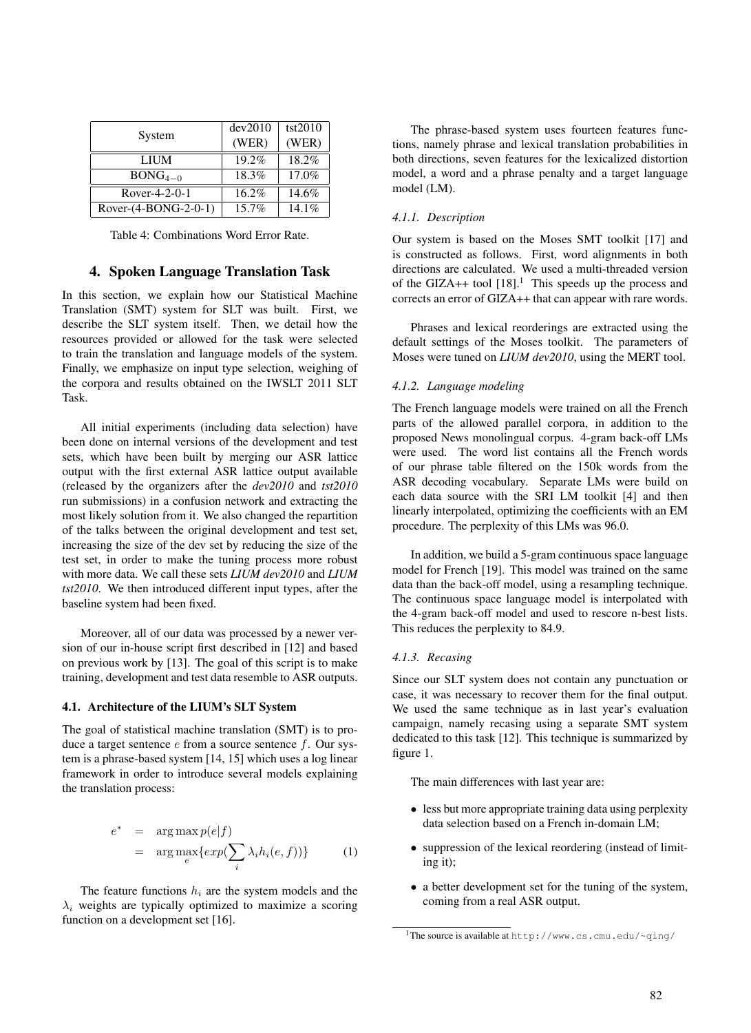| System | dev2010 (WER) | tst2010 (WER) |
|---|---|---|
| LIUM | 19.2% | 18.2% |
| $\text{BONG}_{4-0}$ | 18.3% | 17.0% |
| Rover-4-2-0-1 | 16.2% | 14.6% |
| Rover-(4-BONG-2-0-1) | 15.7% | 14.1% |

Table 4: Combinations Word Error Rate.

## 4. Spoken Language Translation Task

In this section, we explain how our Statistical Machine Translation (SMT) system for SLT was built. First, we describe the SLT system itself. Then, we detail how the resources provided or allowed for the task were selected to train the translation and language models of the system. Finally, we emphasize on input type selection, weighing of the corpora and results obtained on the IWSLT 2011 SLT Task.

All initial experiments (including data selection) have been done on internal versions of the development and test sets, which have been built by merging our ASR lattice output with the first external ASR lattice output available (released by the organizers after the *dev2010* and *tst2010* run submissions) in a confusion network and extracting the most likely solution from it. We also changed the repartition of the talks between the original development and test set, increasing the size of the dev set by reducing the size of the test set, in order to make the tuning process more robust with more data. We call these sets *LIUM dev2010* and *LIUM tst2010*. We then introduced different input types, after the baseline system had been fixed.

Moreover, all of our data was processed by a newer version of our in-house script first described in [12] and based on previous work by [13]. The goal of this script is to make training, development and test data resemble to ASR outputs.

### 4.1. Architecture of the LIUM's SLT System

The goal of statistical machine translation (SMT) is to produce a target sentence $e$ from a source sentence $f$. Our system is a phrase-based system [14, 15] which uses a log linear framework in order to introduce several models explaining the translation process:

$$
\begin{aligned}
e^* &= \arg\max p(e|f) \\
&= \arg\max_e \{exp(\sum_i \lambda_i h_i(e,f))\}
\end{aligned}
\tag{1}
$$

The feature functions $h_i$ are the system models and the $\lambda_i$ weights are typically optimized to maximize a scoring function on a development set [16].

The phrase-based system uses fourteen features functions, namely phrase and lexical translation probabilities in both directions, seven features for the lexicalized distortion model, a word and a phrase penalty and a target language model (LM).

#### 4.1.1. Description

Our system is based on the Moses SMT toolkit [17] and is constructed as follows. First, word alignments in both directions are calculated. We used a multi-threaded version of the GIZA++ tool [18].[1] This speeds up the process and corrects an error of GIZA++ that can appear with rare words.

Phrases and lexical reorderings are extracted using the default settings of the Moses toolkit. The parameters of Moses were tuned on *LIUM dev2010*, using the MERT tool.

#### 4.1.2. Language modeling

The French language models were trained on all the French parts of the allowed parallel corpora, in addition to the proposed News monolingual corpus. 4-gram back-off LMs were used. The word list contains all the French words of our phrase table filtered on the 150k words from the ASR decoding vocabulary. Separate LMs were build on each data source with the SRI LM toolkit [4] and then linearly interpolated, optimizing the coefficients with an EM procedure. The perplexity of this LMs was 96.0.

In addition, we build a 5-gram continuous space language model for French [19]. This model was trained on the same data than the back-off model, using a resampling technique. The continuous space language model is interpolated with the 4-gram back-off model and used to rescore n-best lists. This reduces the perplexity to 84.9.

#### 4.1.3. Recasing

Since our SLT system does not contain any punctuation or case, it was necessary to recover them for the final output. We used the same technique as in last year's evaluation campaign, namely recasing using a separate SMT system dedicated to this task [12]. This technique is summarized by figure 1.

The main differences with last year are:

- less but more appropriate training data using perplexity data selection based on a French in-domain LM;
- suppression of the lexical reordering (instead of limiting it);
- a better development set for the tuning of the system, coming from a real ASR output.

[1] The source is available at http://www.cs.cmu.edu/~qing/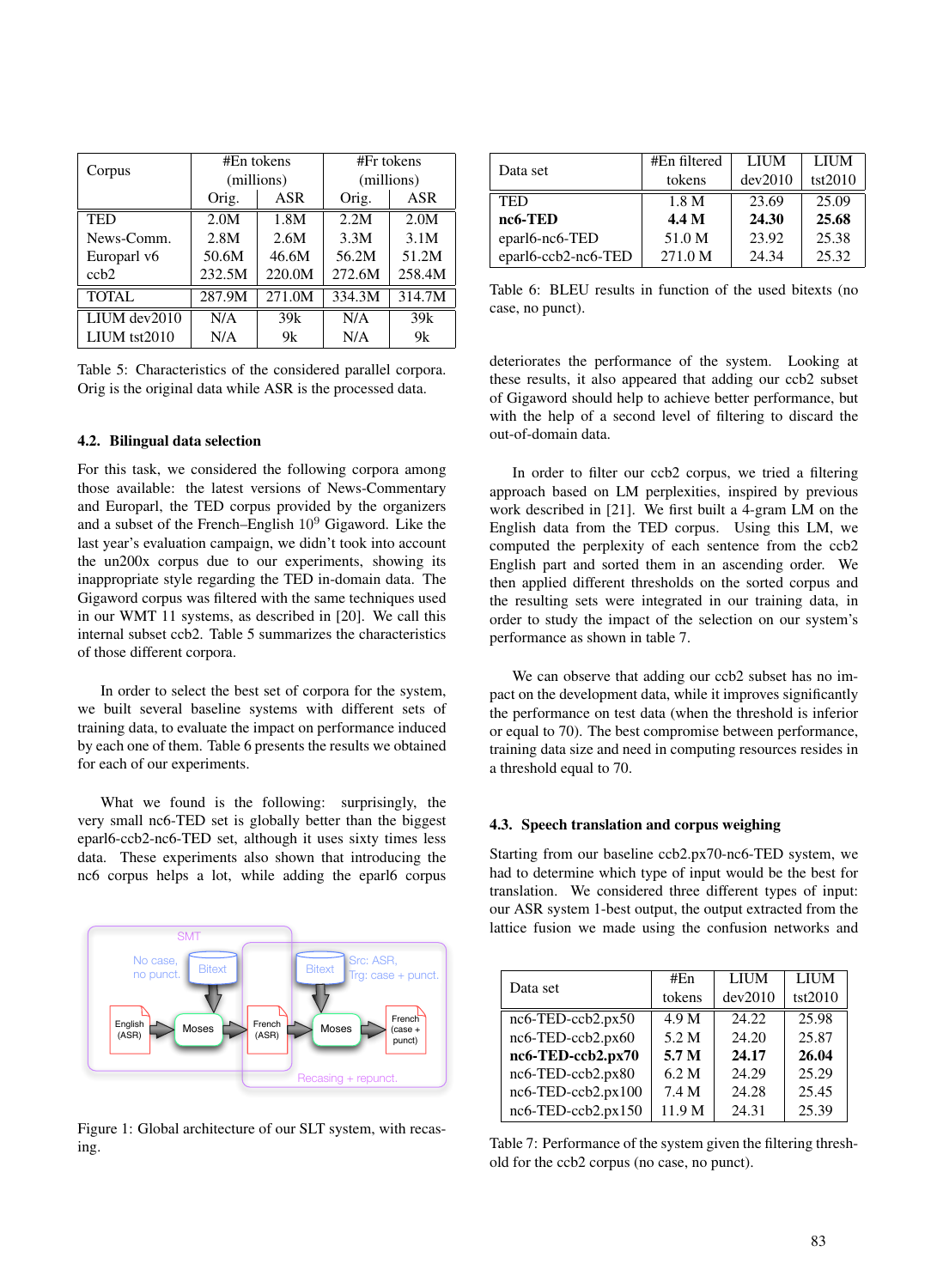| Corpus | #En tokens (millions) | | #Fr tokens (millions) | |
|---|---|---|---|---|
| | Orig. | ASR | Orig. | ASR |
| TED | 2.0M | 1.8M | 2.2M | 2.0M |
| News-Comm. | 2.8M | 2.6M | 3.3M | 3.1M |
| Europarl v6 | 50.6M | 46.6M | 56.2M | 51.2M |
| ccb2 | 232.5M | 220.0M | 272.6M | 258.4M |
| TOTAL | 287.9M | 271.0M | 334.3M | 314.7M |
| LIUM dev2010 | N/A | 39k | N/A | 39k |
| LIUM tst2010 | N/A | 9k | N/A | 9k |

Table 5: Characteristics of the considered parallel corpora. Orig is the original data while ASR is the processed data.

### 4.2. Bilingual data selection

For this task, we considered the following corpora among those available: the latest versions of News-Commentary and Europarl, the TED corpus provided by the organizers and a subset of the French–English $10^9$ Gigaword. Like the last year's evaluation campaign, we didn't took into account the un200x corpus due to our experiments, showing its inappropriate style regarding the TED in-domain data. The Gigaword corpus was filtered with the same techniques used in our WMT 11 systems, as described in [20]. We call this internal subset ccb2. Table 5 summarizes the characteristics of those different corpora.

In order to select the best set of corpora for the system, we built several baseline systems with different sets of training data, to evaluate the impact on performance induced by each one of them. Table 6 presents the results we obtained for each of our experiments.

What we found is the following: surprisingly, the very small nc6-TED set is globally better than the biggest eparl6-ccb2-nc6-TED set, although it uses sixty times less data. These experiments also shown that introducing the nc6 corpus helps a lot, while adding the eparl6 corpus deteriorates the performance of the system. Looking at these results, it also appeared that adding our ccb2 subset of Gigaword should help to achieve better performance, but with the help of a second level of filtering to discard the out-of-domain data.

Figure 1: Global architecture of our SLT system, with recasing.

| Data set | #En filtered tokens | LIUM dev2010 | LIUM tst2010 |
|---|---|---|---|
| TED | 1.8 M | 23.69 | 25.09 |
| **nc6-TED** | **4.4 M** | **24.30** | **25.68** |
| eparl6-nc6-TED | 51.0 M | 23.92 | 25.38 |
| eparl6-ccb2-nc6-TED | 271.0 M | 24.34 | 25.32 |

Table 6: BLEU results in function of the used bitexts (no case, no punct).

In order to filter our ccb2 corpus, we tried a filtering approach based on LM perplexities, inspired by previous work described in [21]. We first built a 4-gram LM on the English data from the TED corpus. Using this LM, we computed the perplexity of each sentence from the ccb2 English part and sorted them in an ascending order. We then applied different thresholds on the sorted corpus and the resulting sets were integrated in our training data, in order to study the impact of the selection on our system's performance as shown in table 7.

We can observe that adding our ccb2 subset has no impact on the development data, while it improves significantly the performance on test data (when the threshold is inferior or equal to 70). The best compromise between performance, training data size and need in computing resources resides in a threshold equal to 70.

### 4.3. Speech translation and corpus weighing

Starting from our baseline ccb2.px70-nc6-TED system, we had to determine which type of input would be the best for translation. We considered three different types of input: our ASR system 1-best output, the output extracted from the lattice fusion we made using the confusion networks and

| Data set | #En tokens | LIUM dev2010 | LIUM tst2010 |
|---|---|---|---|
| nc6-TED-ccb2.px50 | 4.9 M | 24.22 | 25.98 |
| nc6-TED-ccb2.px60 | 5.2 M | 24.20 | 25.87 |
| **nc6-TED-ccb2.px70** | **5.7 M** | **24.17** | **26.04** |
| nc6-TED-ccb2.px80 | 6.2 M | 24.29 | 25.29 |
| nc6-TED-ccb2.px100 | 7.4 M | 24.28 | 25.45 |
| nc6-TED-ccb2.px150 | 11.9 M | 24.31 | 25.39 |

Table 7: Performance of the system given the filtering threshold for the ccb2 corpus (no case, no punct).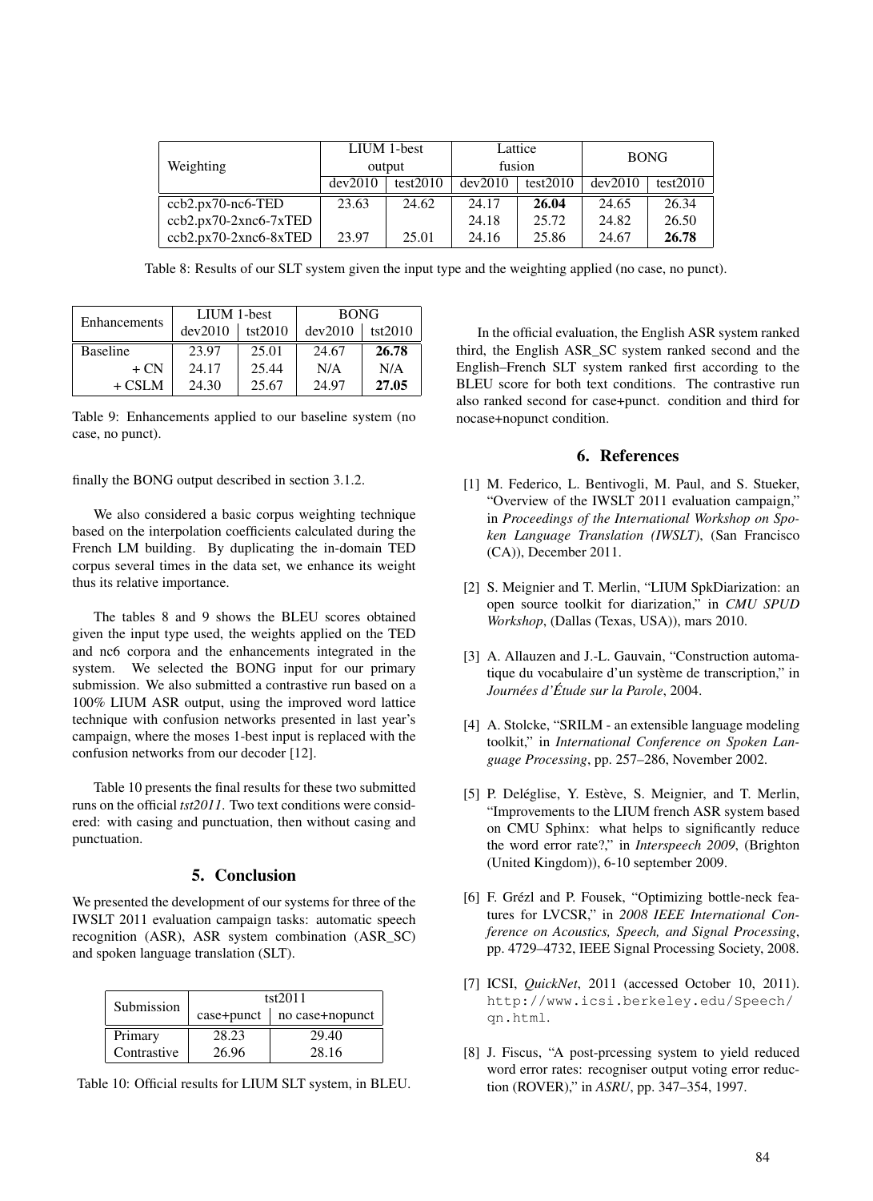| Weighting | LIUM 1-best output | | Lattice fusion | | BONG | |
|---|---|---|---|---|---|---|
| | dev2010 | test2010 | dev2010 | test2010 | dev2010 | test2010 |
| ccb2.px70-nc6-TED | 23.63 | 24.62 | 24.17 | **26.04** | 24.65 | 26.34 |
| ccb2.px70-2xnc6-7xTED | | | 24.18 | 25.72 | 24.82 | 26.50 |
| ccb2.px70-2xnc6-8xTED | 23.97 | 25.01 | 24.16 | 25.86 | 24.67 | **26.78** |

Table 8: Results of our SLT system given the input type and the weighting applied (no case, no punct).

| Enhancements | LIUM 1-best | | BONG | |
|---|---|---|---|---|
| | dev2010 | tst2010 | dev2010 | tst2010 |
| Baseline | 23.97 | 25.01 | 24.67 | **26.78** |
| + CN | 24.17 | 25.44 | N/A | N/A |
| + CSLM | 24.30 | 25.67 | 24.97 | **27.05** |

Table 9: Enhancements applied to our baseline system (no case, no punct).

finally the BONG output described in section 3.1.2.

We also considered a basic corpus weighting technique based on the interpolation coefficients calculated during the French LM building. By duplicating the in-domain TED corpus several times in the data set, we enhance its weight thus its relative importance.

The tables 8 and 9 shows the BLEU scores obtained given the input type used, the weights applied on the TED and nc6 corpora and the enhancements integrated in the system. We selected the BONG input for our primary submission. We also submitted a contrastive run based on a 100% LIUM ASR output, using the improved word lattice technique with confusion networks presented in last year's campaign, where the moses 1-best input is replaced with the confusion networks from our decoder [12].

Table 10 presents the final results for these two submitted runs on the official *tst2011*. Two text conditions were considered: with casing and punctuation, then without casing and punctuation.

## 5. Conclusion

We presented the development of our systems for three of the IWSLT 2011 evaluation campaign tasks: automatic speech recognition (ASR), ASR system combination (ASR_SC) and spoken language translation (SLT).

| Submission | tst2011 | |
|---|---|---|
| | case+punct | no case+nopunct |
| Primary | 28.23 | 29.40 |
| Contrastive | 26.96 | 28.16 |

Table 10: Official results for LIUM SLT system, in BLEU.

In the official evaluation, the English ASR system ranked third, the English ASR_SC system ranked second and the English–French SLT system ranked first according to the BLEU score for both text conditions. The contrastive run also ranked second for case+punct. condition and third for nocase+nopunct condition.

## 6. References

[1] M. Federico, L. Bentivogli, M. Paul, and S. Stueker, "Overview of the IWSLT 2011 evaluation campaign," in *Proceedings of the International Workshop on Spoken Language Translation (IWSLT)*, (San Francisco (CA)), December 2011.

[2] S. Meignier and T. Merlin, "LIUM SpkDiarization: an open source toolkit for diarization," in *CMU SPUD Workshop*, (Dallas (Texas, USA)), mars 2010.

[3] A. Allauzen and J.-L. Gauvain, "Construction automatique du vocabulaire d'un système de transcription," in *Journées d'Étude sur la Parole*, 2004.

[4] A. Stolcke, "SRILM - an extensible language modeling toolkit," in *International Conference on Spoken Language Processing*, pp. 257–286, November 2002.

[5] P. Deléglise, Y. Estève, S. Meignier, and T. Merlin, "Improvements to the LIUM french ASR system based on CMU Sphinx: what helps to significantly reduce the word error rate?," in *Interspeech 2009*, (Brighton (United Kingdom)), 6-10 september 2009.

[6] F. Grézl and P. Fousek, "Optimizing bottle-neck features for LVCSR," in *2008 IEEE International Conference on Acoustics, Speech, and Signal Processing*, pp. 4729–4732, IEEE Signal Processing Society, 2008.

[7] ICSI, *QuickNet*, 2011 (accessed October 10, 2011). http://www.icsi.berkeley.edu/Speech/qn.html.

[8] J. Fiscus, "A post-prcessing system to yield reduced word error rates: recogniser output voting error reduction (ROVER)," in *ASRU*, pp. 347–354, 1997.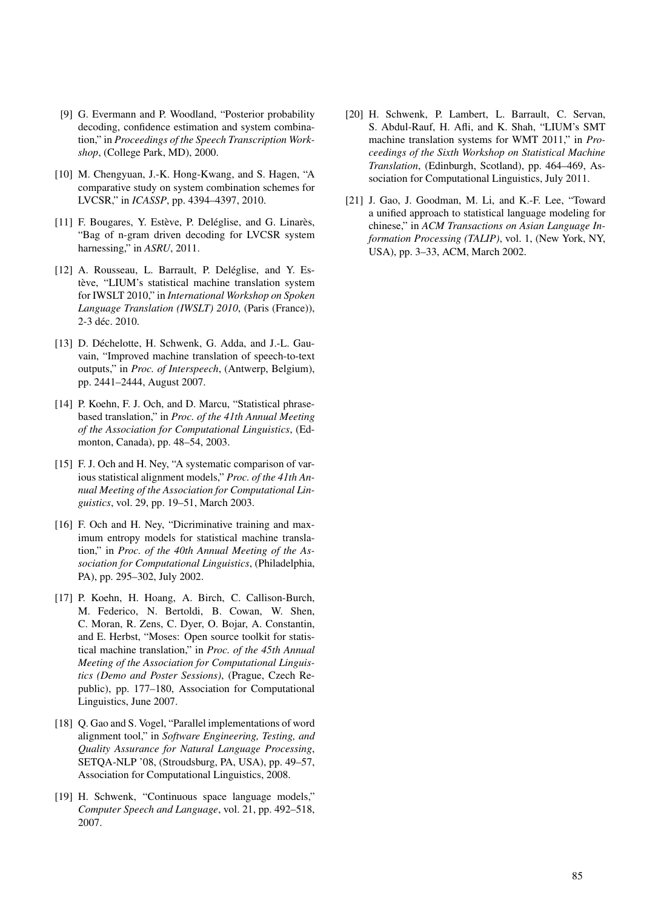[9] G. Evermann and P. Woodland, "Posterior probability decoding, confidence estimation and system combination," in *Proceedings of the Speech Transcription Workshop*, (College Park, MD), 2000.

[10] M. Chengyuan, J.-K. Hong-Kwang, and S. Hagen, "A comparative study on system combination schemes for LVCSR," in *ICASSP*, pp. 4394–4397, 2010.

[11] F. Bougares, Y. Estève, P. Deléglise, and G. Linarès, "Bag of n-gram driven decoding for LVCSR system harnessing," in *ASRU*, 2011.

[12] A. Rousseau, L. Barrault, P. Deléglise, and Y. Estève, "LIUM's statistical machine translation system for IWSLT 2010," in *International Workshop on Spoken Language Translation (IWSLT) 2010*, (Paris (France)), 2-3 déc. 2010.

[13] D. Déchelotte, H. Schwenk, G. Adda, and J.-L. Gauvain, "Improved machine translation of speech-to-text outputs," in *Proc. of Interspeech*, (Antwerp, Belgium), pp. 2441–2444, August 2007.

[14] P. Koehn, F. J. Och, and D. Marcu, "Statistical phrase-based translation," in *Proc. of the 41th Annual Meeting of the Association for Computational Linguistics*, (Edmonton, Canada), pp. 48–54, 2003.

[15] F. J. Och and H. Ney, "A systematic comparison of various statistical alignment models," *Proc. of the 41th Annual Meeting of the Association for Computational Linguistics*, vol. 29, pp. 19–51, March 2003.

[16] F. Och and H. Ney, "Dicriminative training and maximum entropy models for statistical machine translation," in *Proc. of the 40th Annual Meeting of the Association for Computational Linguistics*, (Philadelphia, PA), pp. 295–302, July 2002.

[17] P. Koehn, H. Hoang, A. Birch, C. Callison-Burch, M. Federico, N. Bertoldi, B. Cowan, W. Shen, C. Moran, R. Zens, C. Dyer, O. Bojar, A. Constantin, and E. Herbst, "Moses: Open source toolkit for statistical machine translation," in *Proc. of the 45th Annual Meeting of the Association for Computational Linguistics (Demo and Poster Sessions)*, (Prague, Czech Republic), pp. 177–180, Association for Computational Linguistics, June 2007.

[18] Q. Gao and S. Vogel, "Parallel implementations of word alignment tool," in *Software Engineering, Testing, and Quality Assurance for Natural Language Processing*, SETQA-NLP '08, (Stroudsburg, PA, USA), pp. 49–57, Association for Computational Linguistics, 2008.

[19] H. Schwenk, "Continuous space language models," *Computer Speech and Language*, vol. 21, pp. 492–518, 2007.

[20] H. Schwenk, P. Lambert, L. Barrault, C. Servan, S. Abdul-Rauf, H. Afli, and K. Shah, "LIUM's SMT machine translation systems for WMT 2011," in *Proceedings of the Sixth Workshop on Statistical Machine Translation*, (Edinburgh, Scotland), pp. 464–469, Association for Computational Linguistics, July 2011.

[21] J. Gao, J. Goodman, M. Li, and K.-F. Lee, "Toward a unified approach to statistical language modeling for chinese," in *ACM Transactions on Asian Language Information Processing (TALIP)*, vol. 1, (New York, NY, USA), pp. 3–33, ACM, March 2002.